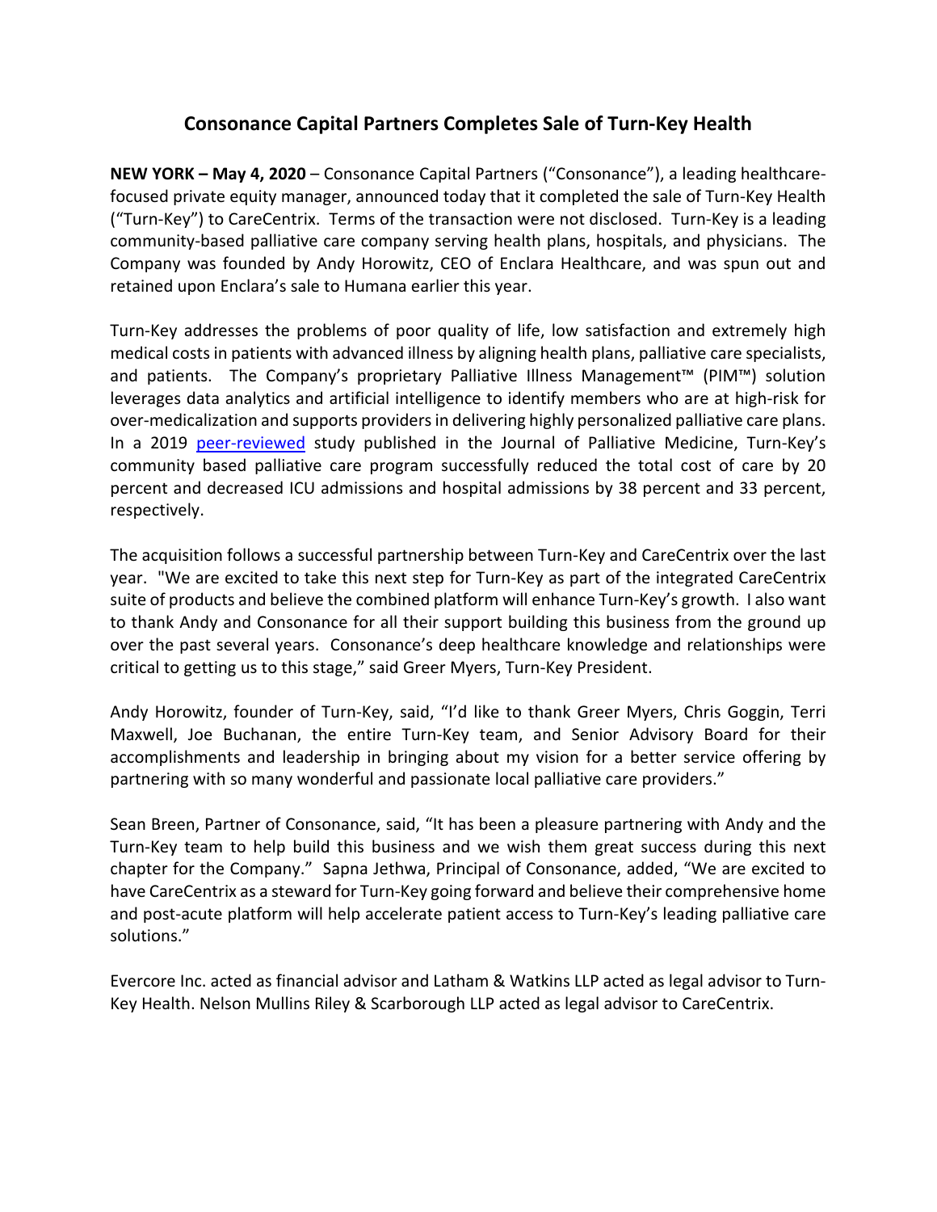# Consonance Capital Partners Completes Sale of Turn-Key Health

**NEW YORK – May 4, 2020** – Consonance Capital Partners ("Consonance"), a leading healthcare-focused private equity manager, announced today that it completed the sale of Turn-Key Health ("Turn-Key") to CareCentrix. Terms of the transaction were not disclosed. Turn-Key is a leading community-based palliative care company serving health plans, hospitals, and physicians. The Company was founded by Andy Horowitz, CEO of Enclara Healthcare, and was spun out and retained upon Enclara's sale to Humana earlier this year.

Turn-Key addresses the problems of poor quality of life, low satisfaction and extremely high medical costs in patients with advanced illness by aligning health plans, palliative care specialists, and patients. The Company's proprietary Palliative Illness Management™ (PIM™) solution leverages data analytics and artificial intelligence to identify members who are at high-risk for over-medicalization and supports providers in delivering highly personalized palliative care plans. In a 2019 peer-reviewed study published in the Journal of Palliative Medicine, Turn-Key's community based palliative care program successfully reduced the total cost of care by 20 percent and decreased ICU admissions and hospital admissions by 38 percent and 33 percent, respectively.

The acquisition follows a successful partnership between Turn-Key and CareCentrix over the last year. "We are excited to take this next step for Turn-Key as part of the integrated CareCentrix suite of products and believe the combined platform will enhance Turn-Key's growth. I also want to thank Andy and Consonance for all their support building this business from the ground up over the past several years. Consonance's deep healthcare knowledge and relationships were critical to getting us to this stage," said Greer Myers, Turn-Key President.

Andy Horowitz, founder of Turn-Key, said, "I'd like to thank Greer Myers, Chris Goggin, Terri Maxwell, Joe Buchanan, the entire Turn-Key team, and Senior Advisory Board for their accomplishments and leadership in bringing about my vision for a better service offering by partnering with so many wonderful and passionate local palliative care providers."

Sean Breen, Partner of Consonance, said, "It has been a pleasure partnering with Andy and the Turn-Key team to help build this business and we wish them great success during this next chapter for the Company." Sapna Jethwa, Principal of Consonance, added, "We are excited to have CareCentrix as a steward for Turn-Key going forward and believe their comprehensive home and post-acute platform will help accelerate patient access to Turn-Key's leading palliative care solutions."

Evercore Inc. acted as financial advisor and Latham & Watkins LLP acted as legal advisor to Turn-Key Health. Nelson Mullins Riley & Scarborough LLP acted as legal advisor to CareCentrix.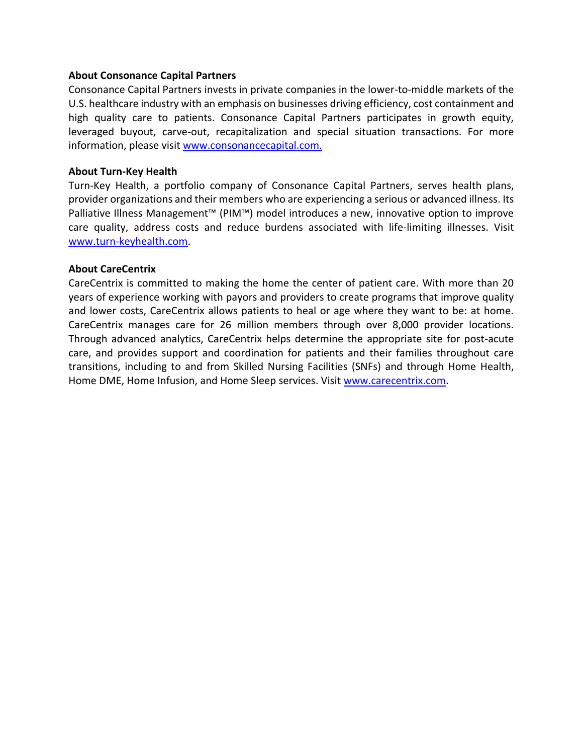**About Consonance Capital Partners**

Consonance Capital Partners invests in private companies in the lower-to-middle markets of the U.S. healthcare industry with an emphasis on businesses driving efficiency, cost containment and high quality care to patients. Consonance Capital Partners participates in growth equity, leveraged buyout, carve-out, recapitalization and special situation transactions. For more information, please visit www.consonancecapital.com.

**About Turn-Key Health**

Turn-Key Health, a portfolio company of Consonance Capital Partners, serves health plans, provider organizations and their members who are experiencing a serious or advanced illness. Its Palliative Illness Management™ (PIM™) model introduces a new, innovative option to improve care quality, address costs and reduce burdens associated with life-limiting illnesses. Visit www.turn-keyhealth.com.

**About CareCentrix**

CareCentrix is committed to making the home the center of patient care. With more than 20 years of experience working with payors and providers to create programs that improve quality and lower costs, CareCentrix allows patients to heal or age where they want to be: at home. CareCentrix manages care for 26 million members through over 8,000 provider locations. Through advanced analytics, CareCentrix helps determine the appropriate site for post-acute care, and provides support and coordination for patients and their families throughout care transitions, including to and from Skilled Nursing Facilities (SNFs) and through Home Health, Home DME, Home Infusion, and Home Sleep services. Visit www.carecentrix.com.